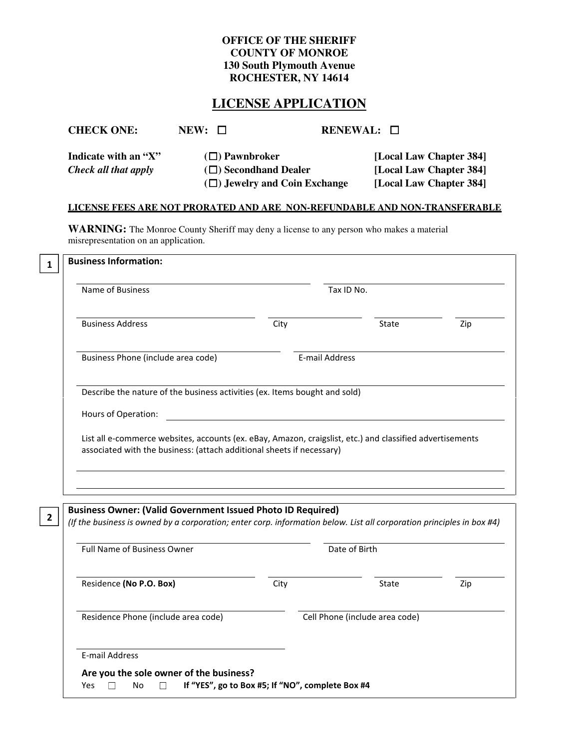**OFFICE OF THE SHERIFF**
**COUNTY OF MONROE**
**130 South Plymouth Avenue**
**ROCHESTER, NY 14614**

# LICENSE APPLICATION

**CHECK ONE:** **NEW:** ☐ **RENEWAL:** ☐

| | | |
|---|---|---|
| **Indicate with an "X"** | **(☐) Pawnbroker** | **[Local Law Chapter 384]** |
| ***Check all that apply*** | **(☐) Secondhand Dealer** | **[Local Law Chapter 384]** |
| | **(☐) Jewelry and Coin Exchange** | **[Local Law Chapter 384]** |

**LICENSE FEES ARE NOT PRORATED AND ARE NON-REFUNDABLE AND NON-TRANSFERABLE**

**WARNING:** The Monroe County Sheriff may deny a license to any person who makes a material misrepresentation on an application.

## 1 Business Information:

Name of Business ______________________ Tax ID No. ______________________

Business Address ______________________ City ____________ State ________ Zip ________

Business Phone (include area code) ______________________ E-mail Address ______________________

Describe the nature of the business activities (ex. Items bought and sold) ______________________

Hours of Operation: ______________________

List all e-commerce websites, accounts (ex. eBay, Amazon, craigslist, etc.) and classified advertisements associated with the business: (attach additional sheets if necessary)

______________________

______________________

## 2 Business Owner: (Valid Government Issued Photo ID Required)

*(If the business is owned by a corporation; enter corp. information below. List all corporation principles in box #4)*

Full Name of Business Owner ______________________ Date of Birth ______________________

Residence **(No P.O. Box)** ______________________ City ____________ State ________ Zip ________

Residence Phone (include area code) ______________________ Cell Phone (include area code) ______________________

E-mail Address ______________________

**Are you the sole owner of the business?**

Yes ☐ No ☐ **If "YES", go to Box #5; If "NO", complete Box #4**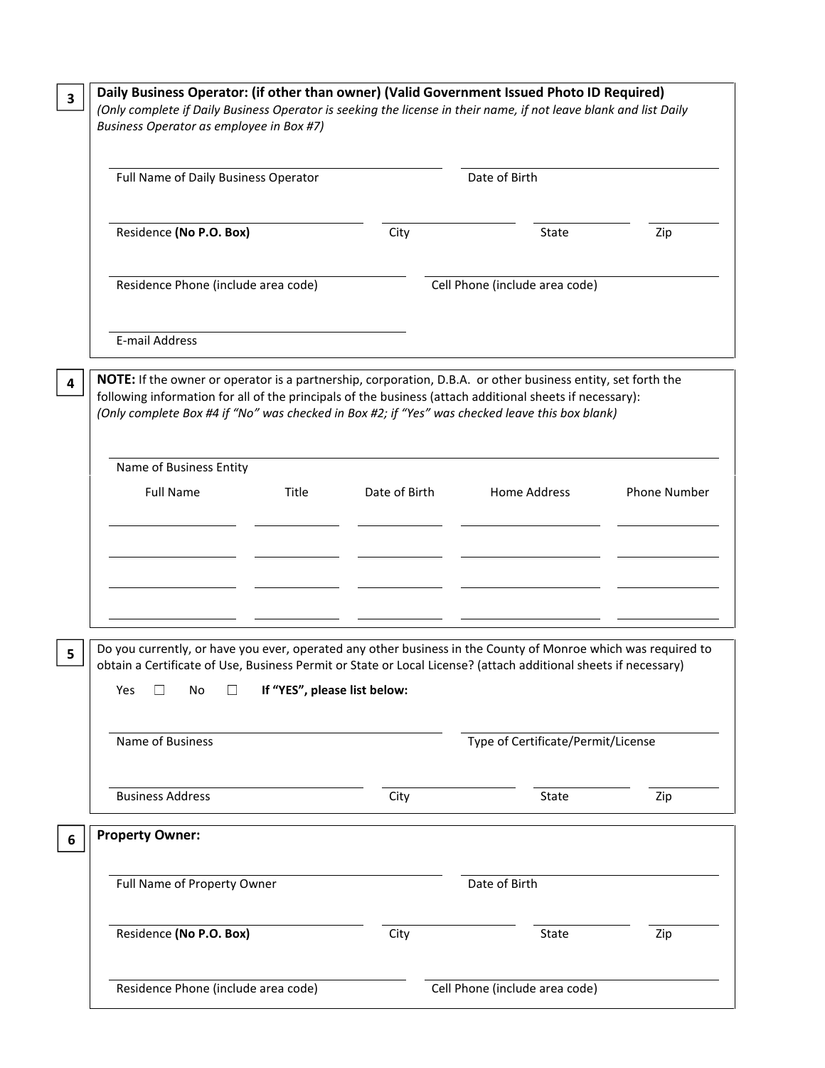**3**

**Daily Business Operator: (if other than owner) (Valid Government Issued Photo ID Required)**

*(Only complete if Daily Business Operator is seeking the license in their name, if not leave blank and list Daily Business Operator as employee in Box #7)*

Full Name of Daily Business Operator ______________________ Date of Birth ______________________

Residence **(No P.O. Box)** ______________________ City ____________ State ____________ Zip ____________

Residence Phone (include area code) ______________________ Cell Phone (include area code) ______________________

E-mail Address ______________________

**4**

**NOTE:** If the owner or operator is a partnership, corporation, D.B.A. or other business entity, set forth the following information for all of the principals of the business (attach additional sheets if necessary):
*(Only complete Box #4 if "No" was checked in Box #2; if "Yes" was checked leave this box blank)*

Name of Business Entity ______________________

| Full Name | Title | Date of Birth | Home Address | Phone Number |
|---|---|---|---|---|
| | | | | |
| | | | | |
| | | | | |
| | | | | |

**5**

Do you currently, or have you ever, operated any other business in the County of Monroe which was required to obtain a Certificate of Use, Business Permit or State or Local License? (attach additional sheets if necessary)

Yes ☐ No ☐ **If "YES", please list below:**

Name of Business ______________________ Type of Certificate/Permit/License ______________________

Business Address ______________________ City ____________ State ____________ Zip ____________

**6**

**Property Owner:**

Full Name of Property Owner ______________________ Date of Birth ______________________

Residence **(No P.O. Box)** ______________________ City ____________ State ____________ Zip ____________

Residence Phone (include area code) ______________________ Cell Phone (include area code) ______________________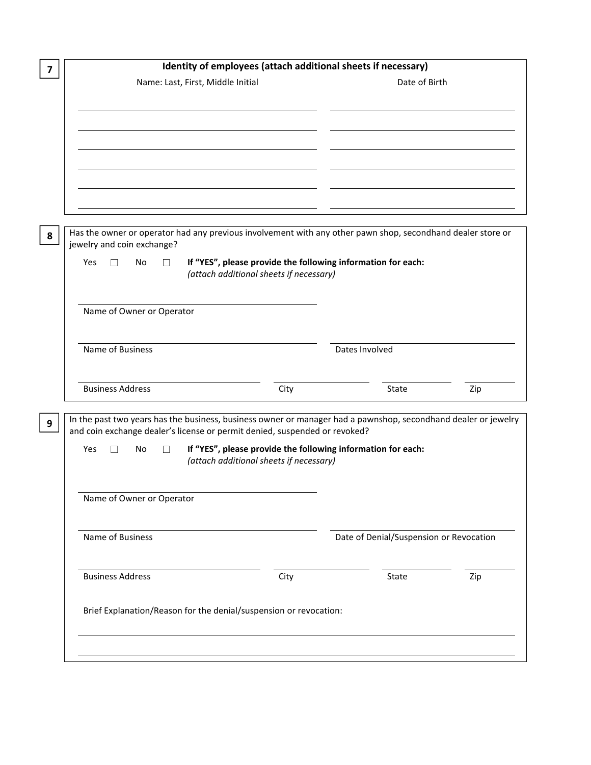**7**

**Identity of employees (attach additional sheets if necessary)**

| Name: Last, First, Middle Initial | Date of Birth |
|---|---|
| | |
| | |
| | |
| | |
| | |
| | |

**8**

Has the owner or operator had any previous involvement with any other pawn shop, secondhand dealer store or jewelry and coin exchange?

Yes ☐ No ☐ **If "YES", please provide the following information for each:**
*(attach additional sheets if necessary)*

Name of Owner or Operator: ______________________

Name of Business: ______________________ Dates Involved: ______________________

Business Address: ______________________ City: __________ State: __________ Zip: __________

**9**

In the past two years has the business, business owner or manager had a pawnshop, secondhand dealer or jewelry and coin exchange dealer's license or permit denied, suspended or revoked?

Yes ☐ No ☐ **If "YES", please provide the following information for each:**
*(attach additional sheets if necessary)*

Name of Owner or Operator: ______________________

Name of Business: ______________________ Date of Denial/Suspension or Revocation: ______________________

Business Address: ______________________ City: __________ State: __________ Zip: __________

Brief Explanation/Reason for the denial/suspension or revocation:

______________________________________________________________________

______________________________________________________________________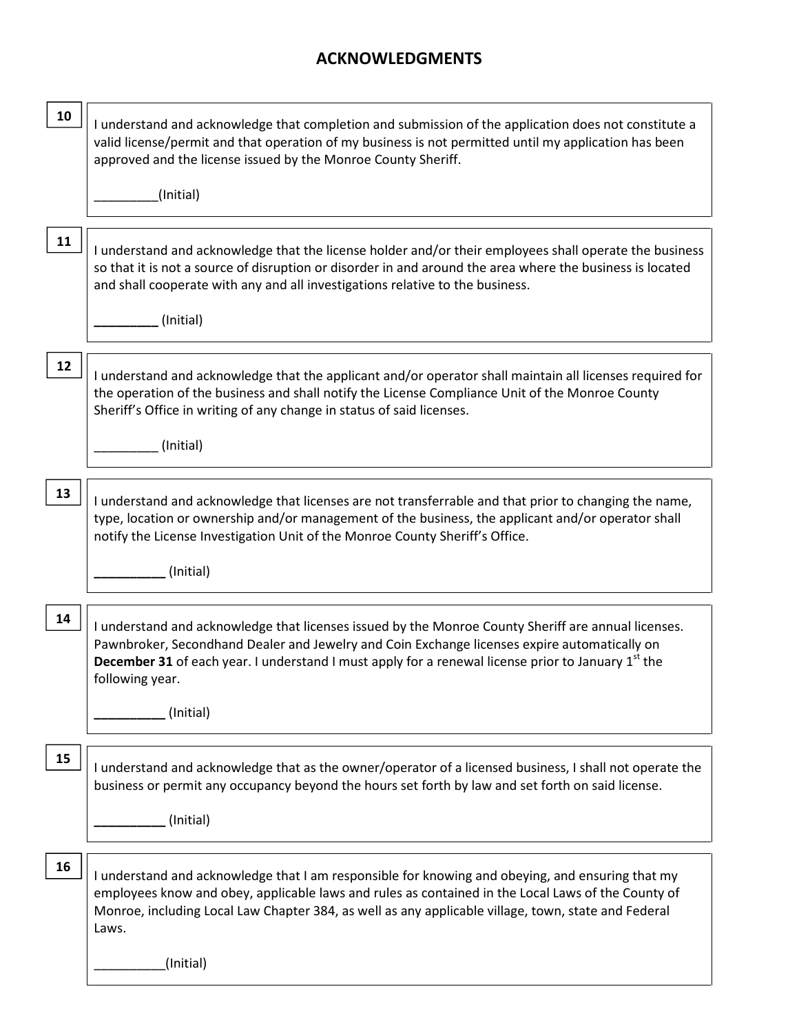# ACKNOWLEDGMENTS

**10**

I understand and acknowledge that completion and submission of the application does not constitute a valid license/permit and that operation of my business is not permitted until my application has been approved and the license issued by the Monroe County Sheriff.

_________(Initial)

**11**

I understand and acknowledge that the license holder and/or their employees shall operate the business so that it is not a source of disruption or disorder in and around the area where the business is located and shall cooperate with any and all investigations relative to the business.

_________ (Initial)

**12**

I understand and acknowledge that the applicant and/or operator shall maintain all licenses required for the operation of the business and shall notify the License Compliance Unit of the Monroe County Sheriff's Office in writing of any change in status of said licenses.

_________ (Initial)

**13**

I understand and acknowledge that licenses are not transferrable and that prior to changing the name, type, location or ownership and/or management of the business, the applicant and/or operator shall notify the License Investigation Unit of the Monroe County Sheriff's Office.

__________ (Initial)

**14**

I understand and acknowledge that licenses issued by the Monroe County Sheriff are annual licenses. Pawnbroker, Secondhand Dealer and Jewelry and Coin Exchange licenses expire automatically on **December 31** of each year. I understand I must apply for a renewal license prior to January 1st the following year.

__________ (Initial)

**15**

I understand and acknowledge that as the owner/operator of a licensed business, I shall not operate the business or permit any occupancy beyond the hours set forth by law and set forth on said license.

__________ (Initial)

**16**

I understand and acknowledge that I am responsible for knowing and obeying, and ensuring that my employees know and obey, applicable laws and rules as contained in the Local Laws of the County of Monroe, including Local Law Chapter 384, as well as any applicable village, town, state and Federal Laws.

__________(Initial)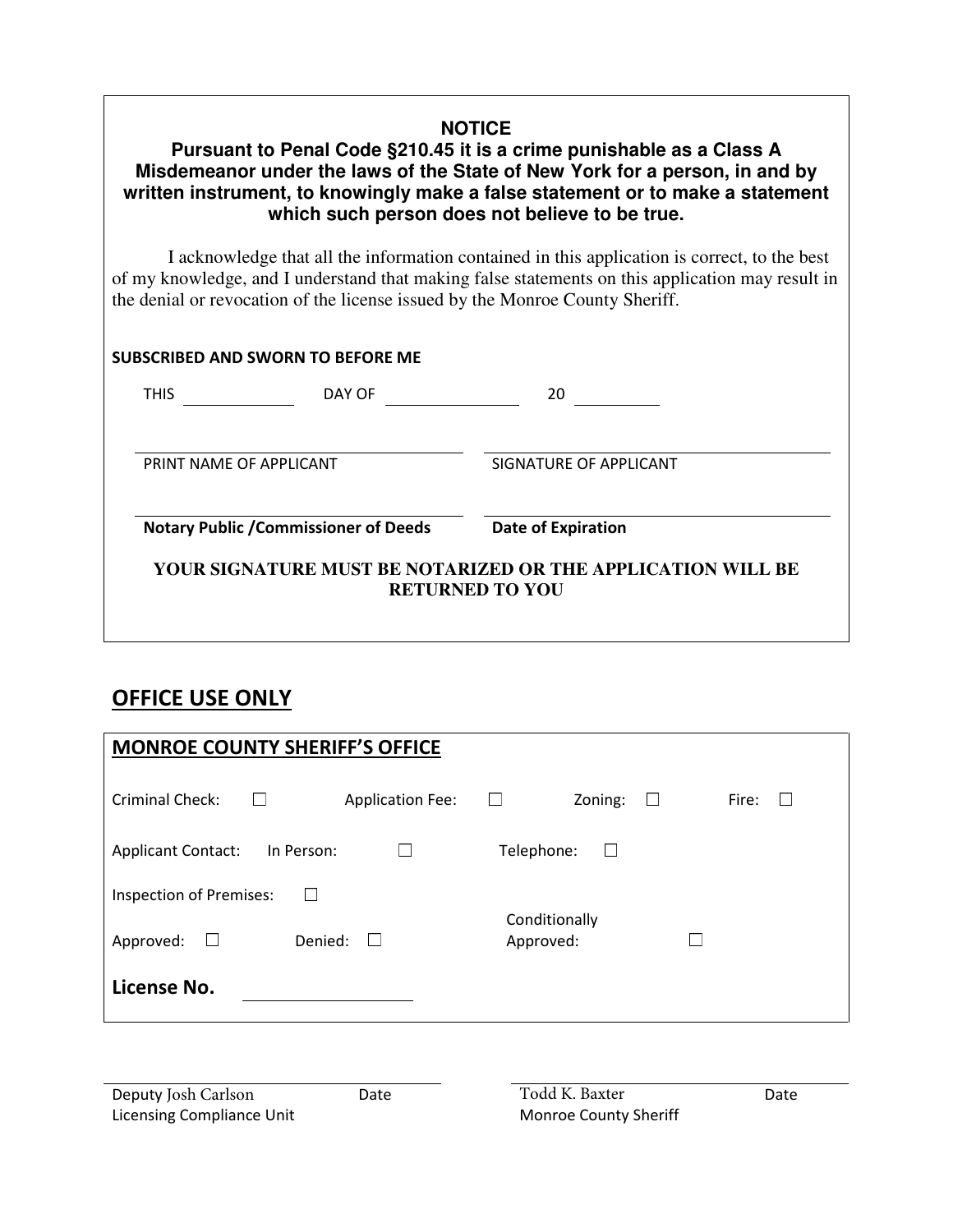**NOTICE**

**Pursuant to Penal Code §210.45 it is a crime punishable as a Class A Misdemeanor under the laws of the State of New York for a person, in and by written instrument, to knowingly make a false statement or to make a statement which such person does not believe to be true.**

I acknowledge that all the information contained in this application is correct, to the best of my knowledge, and I understand that making false statements on this application may result in the denial or revocation of the license issued by the Monroe County Sheriff.

**SUBSCRIBED AND SWORN TO BEFORE ME**

THIS ____________ DAY OF ______________ 20 _________

| | |
|---|---|
| PRINT NAME OF APPLICANT | SIGNATURE OF APPLICANT |
| **Notary Public /Commissioner of Deeds** | **Date of Expiration** |

**YOUR SIGNATURE MUST BE NOTARIZED OR THE APPLICATION WILL BE RETURNED TO YOU**

## OFFICE USE ONLY

**MONROE COUNTY SHERIFF'S OFFICE**

Criminal Check: ☐ Application Fee: ☐ Zoning: ☐ Fire: ☐

Applicant Contact: In Person: ☐ Telephone: ☐

Inspection of Premises: ☐

Approved: ☐ Denied: ☐ Conditionally Approved: ☐

**License No.** ______________

| | | | |
|---|---|---|---|
| Deputy Josh Carlson<br>Licensing Compliance Unit | Date | Todd K. Baxter<br>Monroe County Sheriff | Date |